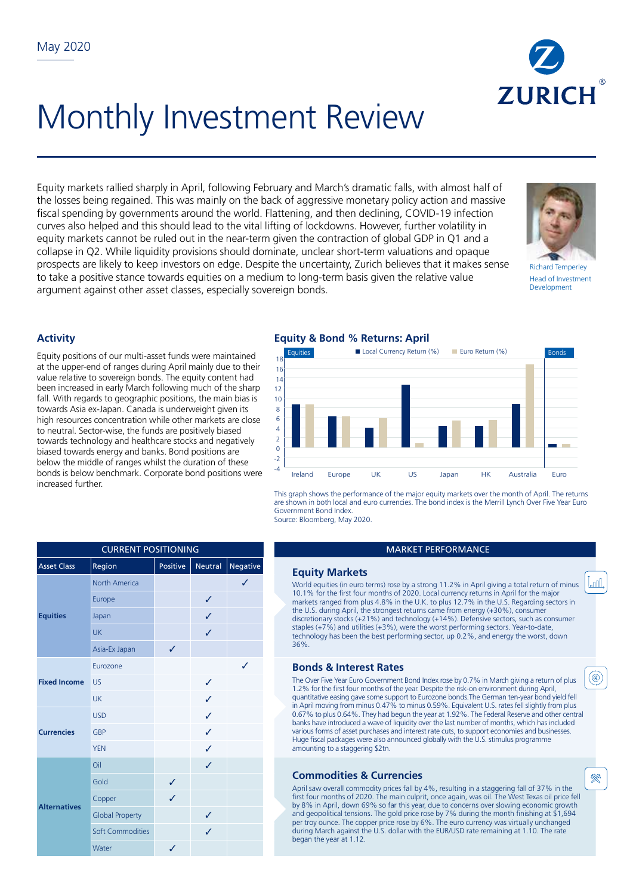May 2020

# Monthly Investment Review

Equity markets rallied sharply in April, following February and March's dramatic falls, with almost half of the losses being regained. This was mainly on the back of aggressive monetary policy action and massive fiscal spending by governments around the world. Flattening, and then declining, COVID-19 infection curves also helped and this should lead to the vital lifting of lockdowns. However, further volatility in equity markets cannot be ruled out in the near-term given the contraction of global GDP in Q1 and a collapse in Q2. While liquidity provisions should dominate, unclear short-term valuations and opaque prospects are likely to keep investors on edge. Despite the uncertainty, Zurich believes that it makes sense to take a positive stance towards equities on a medium to long-term basis given the relative value argument against other asset classes, especially sovereign bonds.

Richard Temperley
Head of Investment Development

## Activity

Equity positions of our multi-asset funds were maintained at the upper-end of ranges during April mainly due to their value relative to sovereign bonds. The equity content had been increased in early March following much of the sharp fall. With regards to geographic positions, the main bias is towards Asia ex-Japan. Canada is underweight given its high resources concentration while other markets are close to neutral. Sector-wise, the funds are positively biased towards technology and healthcare stocks and negatively biased towards energy and banks. Bond positions are below the middle of ranges whilst the duration of these bonds is below benchmark. Corporate bond positions were increased further.

## Equity & Bond % Returns: April

This graph shows the performance of the major equity markets over the month of April. The returns are shown in both local and euro currencies. The bond index is the Merrill Lynch Over Five Year Euro Government Bond Index.
Source: Bloomberg, May 2020.

| CURRENT POSITIONING | | | | |
|---|---|---|---|---|
| **Asset Class** | **Region** | **Positive** | **Neutral** | **Negative** |
| **Equities** | North America | | | ✓ |
| | Europe | | ✓ | |
| | Japan | | ✓ | |
| | UK | | ✓ | |
| | Asia-Ex Japan | ✓ | | |
| **Fixed Income** | Eurozone | | | ✓ |
| | US | | ✓ | |
| | UK | | ✓ | |
| **Currencies** | USD | | ✓ | |
| | GBP | | ✓ | |
| | YEN | | ✓ | |
| **Alternatives** | Oil | | ✓ | |
| | Gold | ✓ | | |
| | Copper | ✓ | | |
| | Global Property | | ✓ | |
| | Soft Commodities | | ✓ | |
| | Water | ✓ | | |

## MARKET PERFORMANCE

### Equity Markets

World equities (in euro terms) rose by a strong 11.2% in April giving a total return of minus 10.1% for the first four months of 2020. Local currency returns in April for the major markets ranged from plus 4.8% in the U.K. to plus 12.7% in the U.S. Regarding sectors in the U.S. during April, the strongest returns came from energy (+30%), consumer discretionary stocks (+21%) and technology (+14%). Defensive sectors, such as consumer staples (+7%) and utilities (+3%), were the worst performing sectors. Year-to-date, technology has been the best performing sector, up 0.2%, and energy the worst, down 36%.

### Bonds & Interest Rates

The Over Five Year Euro Government Bond Index rose by 0.7% in March giving a return of plus 1.2% for the first four months of the year. Despite the risk-on environment during April, quantitative easing gave some support to Eurozone bonds.The German ten-year bond yield fell in April moving from minus 0.47% to minus 0.59%. Equivalent U.S. rates fell slightly from plus 0.67% to plus 0.64%. They had begun the year at 1.92%. The Federal Reserve and other central banks have introduced a wave of liquidity over the last number of months, which has included various forms of asset purchases and interest rate cuts, to support economies and businesses. Huge fiscal packages were also announced globally with the U.S. stimulus programme amounting to a staggering $2tn.

### Commodities & Currencies

April saw overall commodity prices fall by 4%, resulting in a staggering fall of 37% in the first four months of 2020. The main culprit, once again, was oil. The West Texas oil price fell by 8% in April, down 69% so far this year, due to concerns over slowing economic growth and geopolitical tensions. The gold price rose by 7% during the month finishing at $1,694 per troy ounce. The copper price rose by 6%. The euro currency was virtually unchanged during March against the U.S. dollar with the EUR/USD rate remaining at 1.10. The rate began the year at 1.12.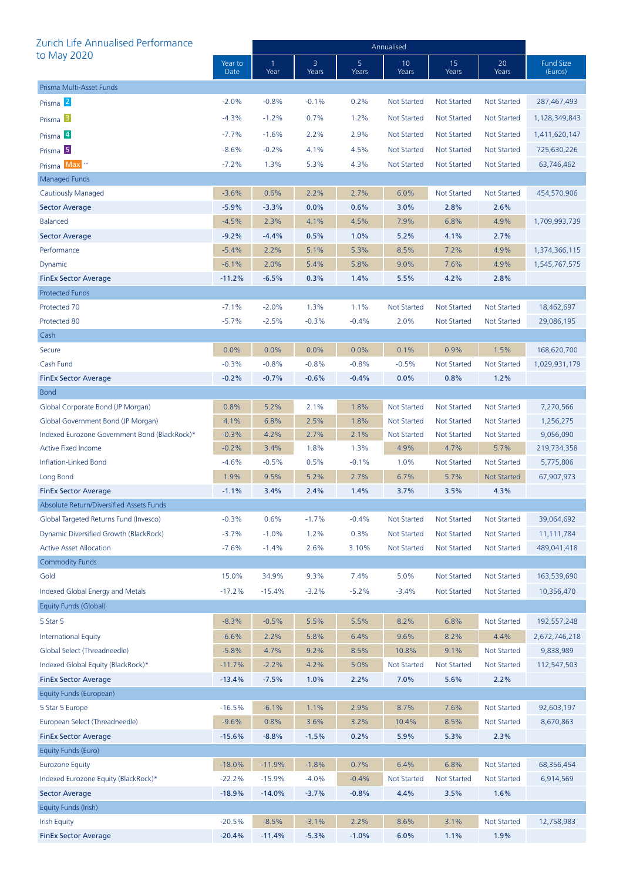## Zurich Life Annualised Performance to May 2020

| | Year to Date | Annualised 1 Year | 3 Years | 5 Years | 10 Years | 15 Years | 20 Years | Fund Size (Euros) |
|---|---|---|---|---|---|---|---|---|
| **Prisma Multi-Asset Funds** | | | | | | | | |
| Prisma 2 | -2.0% | -0.8% | -0.1% | 0.2% | Not Started | Not Started | Not Started | 287,467,493 |
| Prisma 3 | -4.3% | -1.2% | 0.7% | 1.2% | Not Started | Not Started | Not Started | 1,128,349,843 |
| Prisma 4 | -7.7% | -1.6% | 2.2% | 2.9% | Not Started | Not Started | Not Started | 1,411,620,147 |
| Prisma 5 | -8.6% | -0.2% | 4.1% | 4.5% | Not Started | Not Started | Not Started | 725,630,226 |
| Prisma Max ** | -7.2% | 1.3% | 5.3% | 4.3% | Not Started | Not Started | Not Started | 63,746,462 |
| **Managed Funds** | | | | | | | | |
| Cautiously Managed | -3.6% | 0.6% | 2.2% | 2.7% | 6.0% | Not Started | Not Started | 454,570,906 |
| **Sector Average** | **-5.9%** | **-3.3%** | **0.0%** | **0.6%** | **3.0%** | **2.8%** | **2.6%** | |
| Balanced | -4.5% | 2.3% | 4.1% | 4.5% | 7.9% | 6.8% | 4.9% | 1,709,993,739 |
| **Sector Average** | **-9.2%** | **-4.4%** | **0.5%** | **1.0%** | **5.2%** | **4.1%** | **2.7%** | |
| Performance | -5.4% | 2.2% | 5.1% | 5.3% | 8.5% | 7.2% | 4.9% | 1,374,366,115 |
| Dynamic | -6.1% | 2.0% | 5.4% | 5.8% | 9.0% | 7.6% | 4.9% | 1,545,767,575 |
| **FinEx Sector Average** | **-11.2%** | **-6.5%** | **0.3%** | **1.4%** | **5.5%** | **4.2%** | **2.8%** | |
| **Protected Funds** | | | | | | | | |
| Protected 70 | -7.1% | -2.0% | 1.3% | 1.1% | Not Started | Not Started | Not Started | 18,462,697 |
| Protected 80 | -5.7% | -2.5% | -0.3% | -0.4% | 2.0% | Not Started | Not Started | 29,086,195 |
| **Cash** | | | | | | | | |
| Secure | 0.0% | 0.0% | 0.0% | 0.0% | 0.1% | 0.9% | 1.5% | 168,620,700 |
| Cash Fund | -0.3% | -0.8% | -0.8% | -0.8% | -0.5% | Not Started | Not Started | 1,029,931,179 |
| **FinEx Sector Average** | **-0.2%** | **-0.7%** | **-0.6%** | **-0.4%** | **0.0%** | **0.8%** | **1.2%** | |
| **Bond** | | | | | | | | |
| Global Corporate Bond (JP Morgan) | 0.8% | 5.2% | 2.1% | 1.8% | Not Started | Not Started | Not Started | 7,270,566 |
| Global Government Bond (JP Morgan) | 4.1% | 6.8% | 2.5% | 1.8% | Not Started | Not Started | Not Started | 1,256,275 |
| Indexed Eurozone Government Bond (BlackRock)* | -0.3% | 4.2% | 2.7% | 2.1% | Not Started | Not Started | Not Started | 9,056,090 |
| Active Fixed Income | -0.2% | 3.4% | 1.8% | 1.3% | 4.9% | 4.7% | 5.7% | 219,734,358 |
| Inflation-Linked Bond | -4.6% | -0.5% | 0.5% | -0.1% | 1.0% | Not Started | Not Started | 5,775,806 |
| Long Bond | 1.9% | 9.5% | 5.2% | 2.7% | 6.7% | 5.7% | Not Started | 67,907,973 |
| **FinEx Sector Average** | **-1.1%** | **3.4%** | **2.4%** | **1.4%** | **3.7%** | **3.5%** | **4.3%** | |
| **Absolute Return/Diversified Assets Funds** | | | | | | | | |
| Global Targeted Returns Fund (Invesco) | -0.3% | 0.6% | -1.7% | -0.4% | Not Started | Not Started | Not Started | 39,064,692 |
| Dynamic Diversified Growth (BlackRock) | -3.7% | -1.0% | 1.2% | 0.3% | Not Started | Not Started | Not Started | 11,111,784 |
| Active Asset Allocation | -7.6% | -1.4% | 2.6% | 3.10% | Not Started | Not Started | Not Started | 489,041,418 |
| **Commodity Funds** | | | | | | | | |
| Gold | 15.0% | 34.9% | 9.3% | 7.4% | 5.0% | Not Started | Not Started | 163,539,690 |
| Indexed Global Energy and Metals | -17.2% | -15.4% | -3.2% | -5.2% | -3.4% | Not Started | Not Started | 10,356,470 |
| **Equity Funds (Global)** | | | | | | | | |
| 5 Star 5 | -8.3% | -0.5% | 5.5% | 5.5% | 8.2% | 6.8% | Not Started | 192,557,248 |
| International Equity | -6.6% | 2.2% | 5.8% | 6.4% | 9.6% | 8.2% | 4.4% | 2,672,746,218 |
| Global Select (Threadneedle) | -5.8% | 4.7% | 9.2% | 8.5% | 10.8% | 9.1% | Not Started | 9,838,989 |
| Indexed Global Equity (BlackRock)* | -11.7% | -2.2% | 4.2% | 5.0% | Not Started | Not Started | Not Started | 112,547,503 |
| **FinEx Sector Average** | **-13.4%** | **-7.5%** | **1.0%** | **2.2%** | **7.0%** | **5.6%** | **2.2%** | |
| **Equity Funds (European)** | | | | | | | | |
| 5 Star 5 Europe | -16.5% | -6.1% | 1.1% | 2.9% | 8.7% | 7.6% | Not Started | 92,603,197 |
| European Select (Threadneedle) | -9.6% | 0.8% | 3.6% | 3.2% | 10.4% | 8.5% | Not Started | 8,670,863 |
| **FinEx Sector Average** | **-15.6%** | **-8.8%** | **-1.5%** | **0.2%** | **5.9%** | **5.3%** | **2.3%** | |
| **Equity Funds (Euro)** | | | | | | | | |
| Eurozone Equity | -18.0% | -11.9% | -1.8% | 0.7% | 6.4% | 6.8% | Not Started | 68,356,454 |
| Indexed Eurozone Equity (BlackRock)* | -22.2% | -15.9% | -4.0% | -0.4% | Not Started | Not Started | Not Started | 6,914,569 |
| **Sector Average** | **-18.9%** | **-14.0%** | **-3.7%** | **-0.8%** | **4.4%** | **3.5%** | **1.6%** | |
| **Equity Funds (Irish)** | | | | | | | | |
| Irish Equity | -20.5% | -8.5% | -3.1% | 2.2% | 8.6% | 3.1% | Not Started | 12,758,983 |
| **FinEx Sector Average** | **-20.4%** | **-11.4%** | **-5.3%** | **-1.0%** | **6.0%** | **1.1%** | **1.9%** | |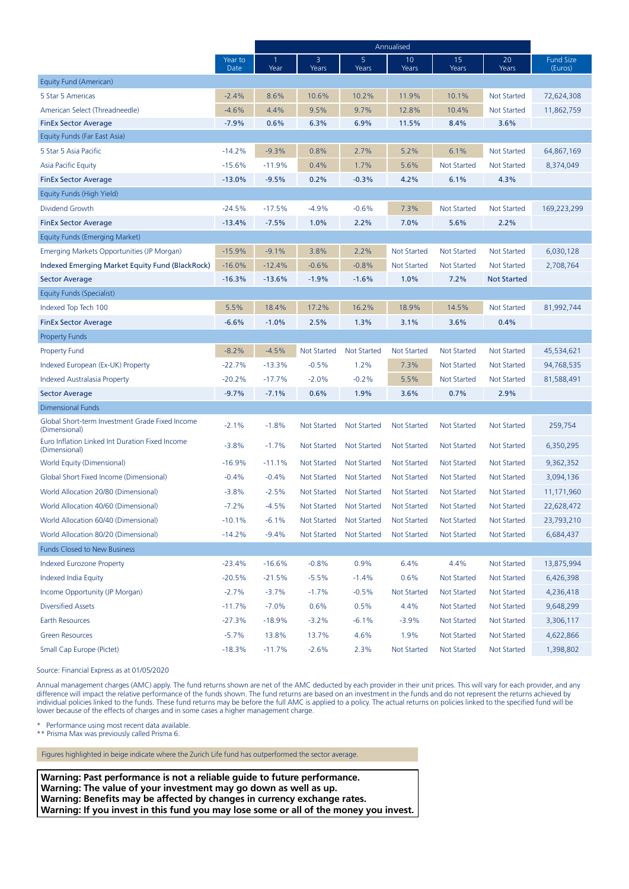| | | Annualised | | | | | | |
|---|---|---|---|---|---|---|---|---|
| | Year to Date | 1 Year | 3 Years | 5 Years | 10 Years | 15 Years | 20 Years | Fund Size (Euros) |
| Equity Fund (American) | | | | | | | | |
| 5 Star 5 Americas | -2.4% | 8.6% | 10.6% | 10.2% | 11.9% | 10.1% | Not Started | 72,624,308 |
| American Select (Threadneedle) | -4.6% | 4.4% | 9.5% | 9.7% | 12.8% | 10.4% | Not Started | 11,862,759 |
| **FinEx Sector Average** | **-7.9%** | **0.6%** | **6.3%** | **6.9%** | **11.5%** | **8.4%** | **3.6%** | |
| Equity Funds (Far East Asia) | | | | | | | | |
| 5 Star 5 Asia Pacific | -14.2% | -9.3% | 0.8% | 2.7% | 5.2% | 6.1% | Not Started | 64,867,169 |
| Asia Pacific Equity | -15.6% | -11.9% | 0.4% | 1.7% | 5.6% | Not Started | Not Started | 8,374,049 |
| **FinEx Sector Average** | **-13.0%** | **-9.5%** | **0.2%** | **-0.3%** | **4.2%** | **6.1%** | **4.3%** | |
| Equity Funds (High Yield) | | | | | | | | |
| Dividend Growth | -24.5% | -17.5% | -4.9% | -0.6% | 7.3% | Not Started | Not Started | 169,223,299 |
| **FinEx Sector Average** | **-13.4%** | **-7.5%** | **1.0%** | **2.2%** | **7.0%** | **5.6%** | **2.2%** | |
| Equity Funds (Emerging Market) | | | | | | | | |
| Emerging Markets Opportunities (JP Morgan) | -15.9% | -9.1% | 3.8% | 2.2% | Not Started | Not Started | Not Started | 6,030,128 |
| Indexed Emerging Market Equity Fund (BlackRock) | -16.0% | -12.4% | -0.6% | -0.8% | Not Started | Not Started | Not Started | 2,708,764 |
| **Sector Average** | **-16.3%** | **-13.6%** | **-1.9%** | **-1.6%** | **1.0%** | **7.2%** | **Not Started** | |
| Equity Funds (Specialist) | | | | | | | | |
| Indexed Top Tech 100 | 5.5% | 18.4% | 17.2% | 16.2% | 18.9% | 14.5% | Not Started | 81,992,744 |
| **FinEx Sector Average** | **-6.6%** | **-1.0%** | **2.5%** | **1.3%** | **3.1%** | **3.6%** | **0.4%** | |
| Property Funds | | | | | | | | |
| Property Fund | -8.2% | -4.5% | Not Started | Not Started | Not Started | Not Started | Not Started | 45,534,621 |
| Indexed European (Ex-UK) Property | -22.7% | -13.3% | -0.5% | 1.2% | 7.3% | Not Started | Not Started | 94,768,535 |
| Indexed Australasia Property | -20.2% | -17.7% | -2.0% | -0.2% | 5.5% | Not Started | Not Started | 81,588,491 |
| **Sector Average** | **-9.7%** | **-7.1%** | **0.6%** | **1.9%** | **3.6%** | **0.7%** | **2.9%** | |
| Dimensional Funds | | | | | | | | |
| Global Short-term Investment Grade Fixed Income (Dimensional) | -2.1% | -1.8% | Not Started | Not Started | Not Started | Not Started | Not Started | 259,754 |
| Euro Inflation Linked Int Duration Fixed Income (Dimensional) | -3.8% | -1.7% | Not Started | Not Started | Not Started | Not Started | Not Started | 6,350,295 |
| World Equity (Dimensional) | -16.9% | -11.1% | Not Started | Not Started | Not Started | Not Started | Not Started | 9,362,352 |
| Global Short Fixed Income (Dimensional) | -0.4% | -0.4% | Not Started | Not Started | Not Started | Not Started | Not Started | 3,094,136 |
| World Allocation 20/80 (Dimensional) | -3.8% | -2.5% | Not Started | Not Started | Not Started | Not Started | Not Started | 11,171,960 |
| World Allocation 40/60 (Dimensional) | -7.2% | -4.5% | Not Started | Not Started | Not Started | Not Started | Not Started | 22,628,472 |
| World Allocation 60/40 (Dimensional) | -10.1% | -6.1% | Not Started | Not Started | Not Started | Not Started | Not Started | 23,793,210 |
| World Allocation 80/20 (Dimensional) | -14.2% | -9.4% | Not Started | Not Started | Not Started | Not Started | Not Started | 6,684,437 |
| Funds Closed to New Business | | | | | | | | |
| Indexed Eurozone Property | -23.4% | -16.6% | -0.8% | 0.9% | 6.4% | 4.4% | Not Started | 13,875,994 |
| Indexed India Equity | -20.5% | -21.5% | -5.5% | -1.4% | 0.6% | Not Started | Not Started | 6,426,398 |
| Income Opportunity (JP Morgan) | -2.7% | -3.7% | -1.7% | -0.5% | Not Started | Not Started | Not Started | 4,236,418 |
| Diversified Assets | -11.7% | -7.0% | 0.6% | 0.5% | 4.4% | Not Started | Not Started | 9,648,299 |
| Earth Resources | -27.3% | -18.9% | -3.2% | -6.1% | -3.9% | Not Started | Not Started | 3,306,117 |
| Green Resources | -5.7% | 13.8% | 13.7% | 4.6% | 1.9% | Not Started | Not Started | 4,622,866 |
| Small Cap Europe (Pictet) | -18.3% | -11.7% | -2.6% | 2.3% | Not Started | Not Started | Not Started | 1,398,802 |

Source: Financial Express as at 01/05/2020

Annual management charges (AMC) apply. The fund returns shown are net of the AMC deducted by each provider in their unit prices. This will vary for each provider, and any difference will impact the relative performance of the funds shown. The fund returns are based on an investment in the funds and do not represent the returns achieved by individual policies linked to the funds. These fund returns may be before the full AMC is applied to a policy. The actual returns on policies linked to the specified fund will be lower because of the effects of charges and in some cases a higher management charge.

\* Performance using most recent data available.
\*\* Prisma Max was previously called Prisma 6.

Figures highlighted in beige indicate where the Zurich Life fund has outperformed the sector average.

**Warning: Past performance is not a reliable guide to future performance.**
**Warning: The value of your investment may go down as well as up.**
**Warning: Benefits may be affected by changes in currency exchange rates.**
**Warning: If you invest in this fund you may lose some or all of the money you invest.**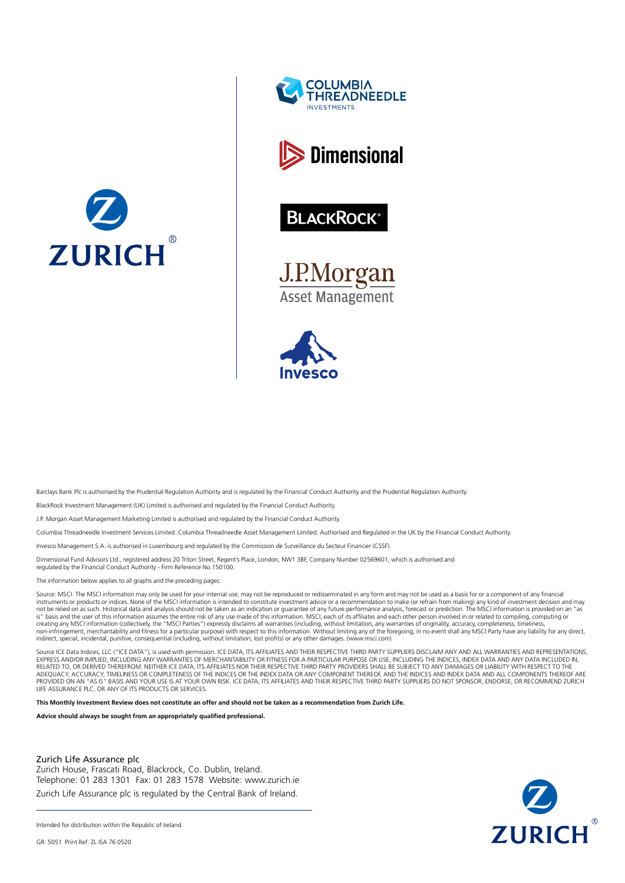Barclays Bank Plc is authorised by the Prudential Regulation Authority and is regulated by the Financial Conduct Authority and the Prudential Regulation Authority.

BlackRock Investment Management (UK) Limited is authorised and regulated by the Financial Conduct Authority.

J.P. Morgan Asset Management Marketing Limited is authorised and regulated by the Financial Conduct Authority.

Columbia Threadneedle Investment Services Limited. Columbia Threadneedle Asset Management Limited. Authorised and Regulated in the UK by the Financial Conduct Authority.

Invesco Management S.A. is authorised in Luxembourg and regulated by the Commission de Surveillance du Secteur Financier (CSSF).

Dimensional Fund Advisors Ltd., registered address 20 Triton Street, Regent's Place, London, NW1 3BF, Company Number 02569601, which is authorised and regulated by the Financial Conduct Authority - Firm Reference No.150100.

The information below applies to all graphs and the preceding pages:

Source: MSCI. The MSCI information may only be used for your internal use, may not be reproduced or redisseminated in any form and may not be used as a basis for or a component of any financial instruments or products or indices. None of the MSCI information is intended to constitute investment advice or a recommendation to make (or refrain from making) any kind of investment decision and may not be relied on as such. Historical data and analysis should not be taken as an indication or guarantee of any future performance analysis, forecast or prediction. The MSCI information is provided on an "as is" basis and the user of this information assumes the entire risk of any use made of this information. MSCI, each of its affiliates and each other person involved in or related to compiling, computing or creating any MSCI information (collectively, the "MSCI Parties") expressly disclaims all warranties (including, without limitation, any warranties of originality, accuracy, completeness, timeliness, non-infringement, merchantability and fitness for a particular purpose) with respect to this information. Without limiting any of the foregoing, in no event shall any MSCI Party have any liability for any direct, indirect, special, incidental, punitive, consequential (including, without limitation, lost profits) or any other damages. (www.msci.com)

Source ICE Data Indices, LLC ("ICE DATA"), is used with permission. ICE DATA, ITS AFFILIATES AND THEIR RESPECTIVE THIRD PARTY SUPPLIERS DISCLAIM ANY AND ALL WARRANTIES AND REPRESENTATIONS, EXPRESS AND/OR IMPLIED, INCLUDING ANY WARRANTIES OF MERCHANTABILITY OR FITNESS FOR A PARTICULAR PURPOSE OR USE, INCLUDING THE INDICES, INDEX DATA AND ANY DATA INCLUDED IN, RELATED TO, OR DERIVED THEREFROM. NEITHER ICE DATA, ITS AFFILIATES NOR THEIR RESPECTIVE THIRD PARTY PROVIDERS SHALL BE SUBJECT TO ANY DAMAGES OR LIABILITY WITH RESPECT TO THE ADEQUACY, ACCURACY, TIMELINESS OR COMPLETENESS OF THE INDICES OR THE INDEX DATA OR ANY COMPONENT THEREOF, AND THE INDICES AND INDEX DATA AND ALL COMPONENTS THEREOF ARE PROVIDED ON AN "AS IS" BASIS AND YOUR USE IS AT YOUR OWN RISK. ICE DATA, ITS AFFILIATES AND THEIR RESPECTIVE THIRD PARTY SUPPLIERS DO NOT SPONSOR, ENDORSE, OR RECOMMEND ZURICH LIFE ASSURANCE PLC, OR ANY OF ITS PRODUCTS OR SERVICES.

**This Monthly Investment Review does not constitute an offer and should not be taken as a recommendation from Zurich Life.**

**Advice should always be sought from an appropriately qualified professional.**

Zurich Life Assurance plc
Zurich House, Frascati Road, Blackrock, Co. Dublin, Ireland.
Telephone: 01 283 1301 Fax: 01 283 1578 Website: www.zurich.ie
Zurich Life Assurance plc is regulated by the Central Bank of Ireland.

Intended for distribution within the Republic of Ireland.

GR: 5051 Print Ref: ZL ISA 76 0520